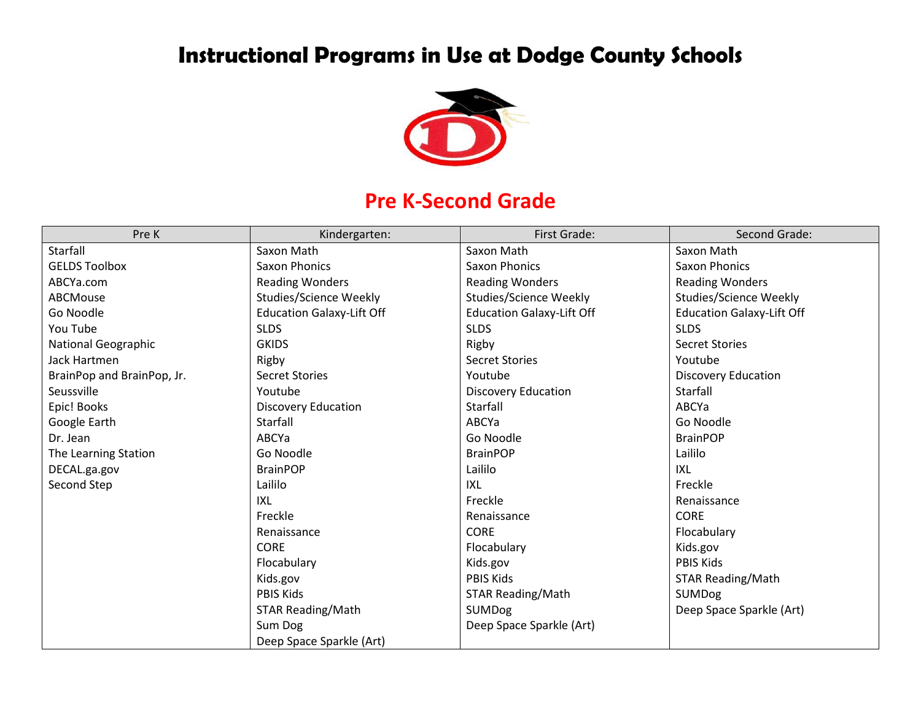# Instructional Programs in Use at Dodge County Schools

## Pre K-Second Grade

| Pre K | Kindergarten: | First Grade: | Second Grade: |
|---|---|---|---|
| Starfall | Saxon Math | Saxon Math | Saxon Math |
| GELDS Toolbox | Saxon Phonics | Saxon Phonics | Saxon Phonics |
| ABCYa.com | Reading Wonders | Reading Wonders | Reading Wonders |
| ABCMouse | Studies/Science Weekly | Studies/Science Weekly | Studies/Science Weekly |
| Go Noodle | Education Galaxy-Lift Off | Education Galaxy-Lift Off | Education Galaxy-Lift Off |
| You Tube | SLDS | SLDS | SLDS |
| National Geographic | GKIDS | Rigby | Secret Stories |
| Jack Hartmen | Rigby | Secret Stories | Youtube |
| BrainPop and BrainPop, Jr. | Secret Stories | Youtube | Discovery Education |
| Seussville | Youtube | Discovery Education | Starfall |
| Epic! Books | Discovery Education | Starfall | ABCYa |
| Google Earth | Starfall | ABCYa | Go Noodle |
| Dr. Jean | ABCYa | Go Noodle | BrainPOP |
| The Learning Station | Go Noodle | BrainPOP | Laililo |
| DECAL.ga.gov | BrainPOP | Laililo | IXL |
| Second Step | Laililo | IXL | Freckle |
| | IXL | Freckle | Renaissance |
| | Freckle | Renaissance | CORE |
| | Renaissance | CORE | Flocabulary |
| | CORE | Flocabulary | Kids.gov |
| | Flocabulary | Kids.gov | PBIS Kids |
| | Kids.gov | PBIS Kids | STAR Reading/Math |
| | PBIS Kids | STAR Reading/Math | SUMDog |
| | STAR Reading/Math | SUMDog | Deep Space Sparkle (Art) |
| | Sum Dog | Deep Space Sparkle (Art) | |
| | Deep Space Sparkle (Art) | | |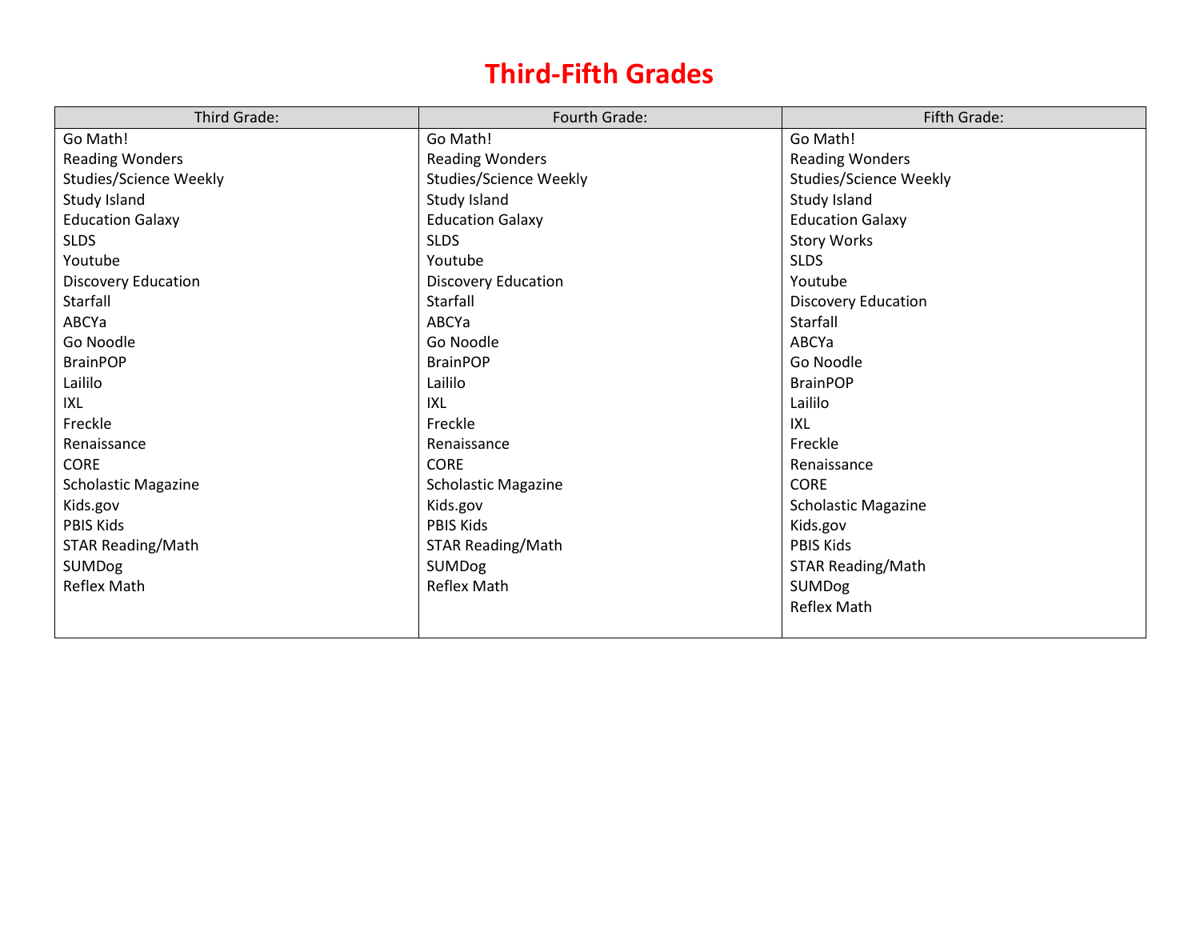# Third-Fifth Grades

| Third Grade: | Fourth Grade: | Fifth Grade: |
|---|---|---|
| Go Math! | Go Math! | Go Math! |
| Reading Wonders | Reading Wonders | Reading Wonders |
| Studies/Science Weekly | Studies/Science Weekly | Studies/Science Weekly |
| Study Island | Study Island | Study Island |
| Education Galaxy | Education Galaxy | Education Galaxy |
| SLDS | SLDS | Story Works |
| Youtube | Youtube | SLDS |
| Discovery Education | Discovery Education | Youtube |
| Starfall | Starfall | Discovery Education |
| ABCYa | ABCYa | Starfall |
| Go Noodle | Go Noodle | ABCYa |
| BrainPOP | BrainPOP | Go Noodle |
| Laililo | Laililo | BrainPOP |
| IXL | IXL | Laililo |
| Freckle | Freckle | IXL |
| Renaissance | Renaissance | Freckle |
| CORE | CORE | Renaissance |
| Scholastic Magazine | Scholastic Magazine | CORE |
| Kids.gov | Kids.gov | Scholastic Magazine |
| PBIS Kids | PBIS Kids | Kids.gov |
| STAR Reading/Math | STAR Reading/Math | PBIS Kids |
| SUMDog | SUMDog | STAR Reading/Math |
| Reflex Math | Reflex Math | SUMDog |
| | | Reflex Math |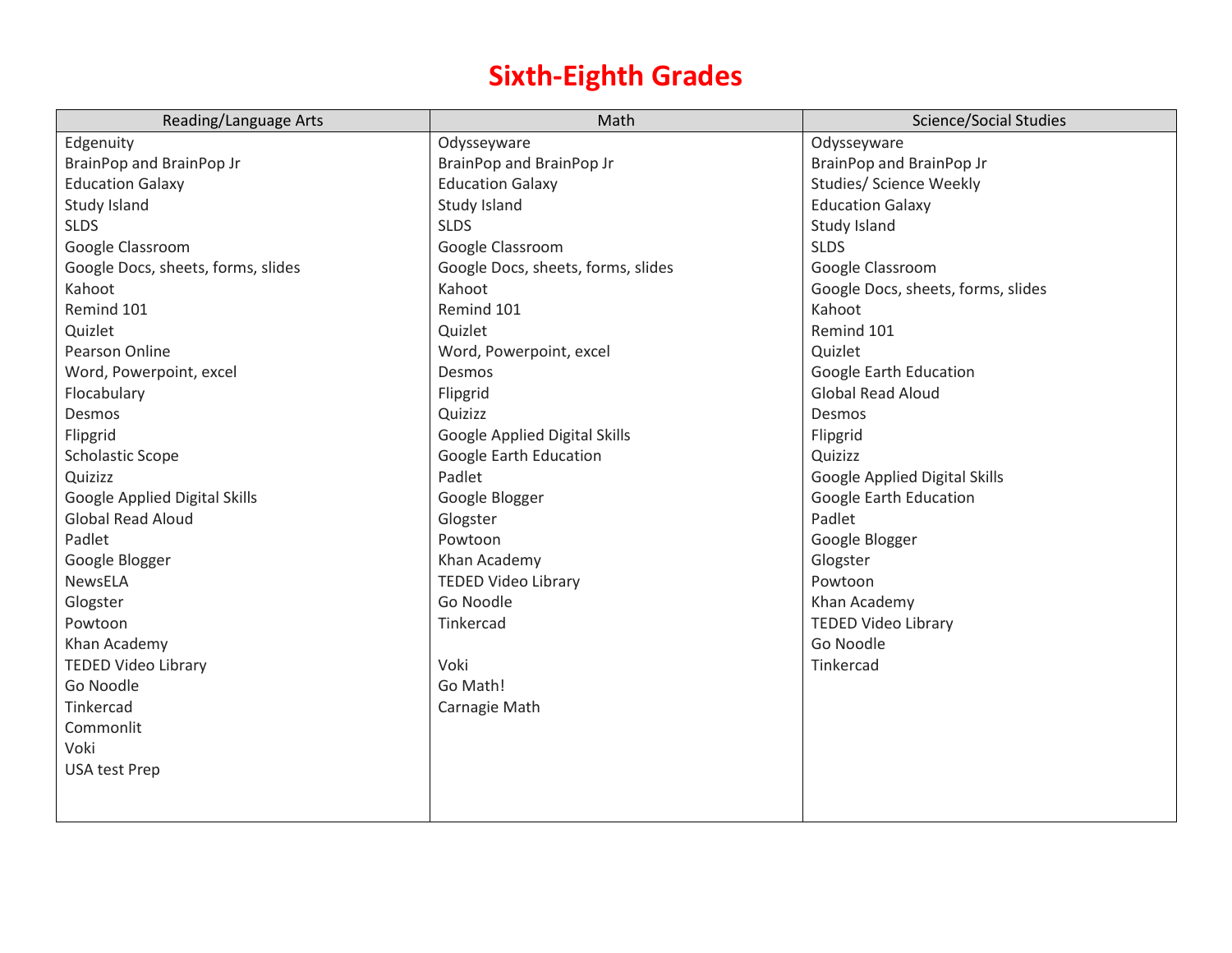# Sixth-Eighth Grades

| Reading/Language Arts | Math | Science/Social Studies |
|---|---|---|
| Edgenuity | Odysseyware | Odysseyware |
| BrainPop and BrainPop Jr | BrainPop and BrainPop Jr | BrainPop and BrainPop Jr |
| Education Galaxy | Education Galaxy | Studies/ Science Weekly |
| Study Island | Study Island | Education Galaxy |
| SLDS | SLDS | Study Island |
| Google Classroom | Google Classroom | SLDS |
| Google Docs, sheets, forms, slides | Google Docs, sheets, forms, slides | Google Classroom |
| Kahoot | Kahoot | Google Docs, sheets, forms, slides |
| Remind 101 | Remind 101 | Kahoot |
| Quizlet | Quizlet | Remind 101 |
| Pearson Online | Word, Powerpoint, excel | Quizlet |
| Word, Powerpoint, excel | Desmos | Google Earth Education |
| Flocabulary | Flipgrid | Global Read Aloud |
| Desmos | Quizizz | Desmos |
| Flipgrid | Google Applied Digital Skills | Flipgrid |
| Scholastic Scope | Google Earth Education | Quizizz |
| Quizizz | Padlet | Google Applied Digital Skills |
| Google Applied Digital Skills | Google Blogger | Google Earth Education |
| Global Read Aloud | Glogster | Padlet |
| Padlet | Powtoon | Google Blogger |
| Google Blogger | Khan Academy | Glogster |
| NewsELA | TEDED Video Library | Powtoon |
| Glogster | Go Noodle | Khan Academy |
| Powtoon | Tinkercad | TEDED Video Library |
| Khan Academy | | Go Noodle |
| TEDED Video Library | Voki | Tinkercad |
| Go Noodle | Go Math! | |
| Tinkercad | Carnagie Math | |
| Commonlit | | |
| Voki | | |
| USA test Prep | | |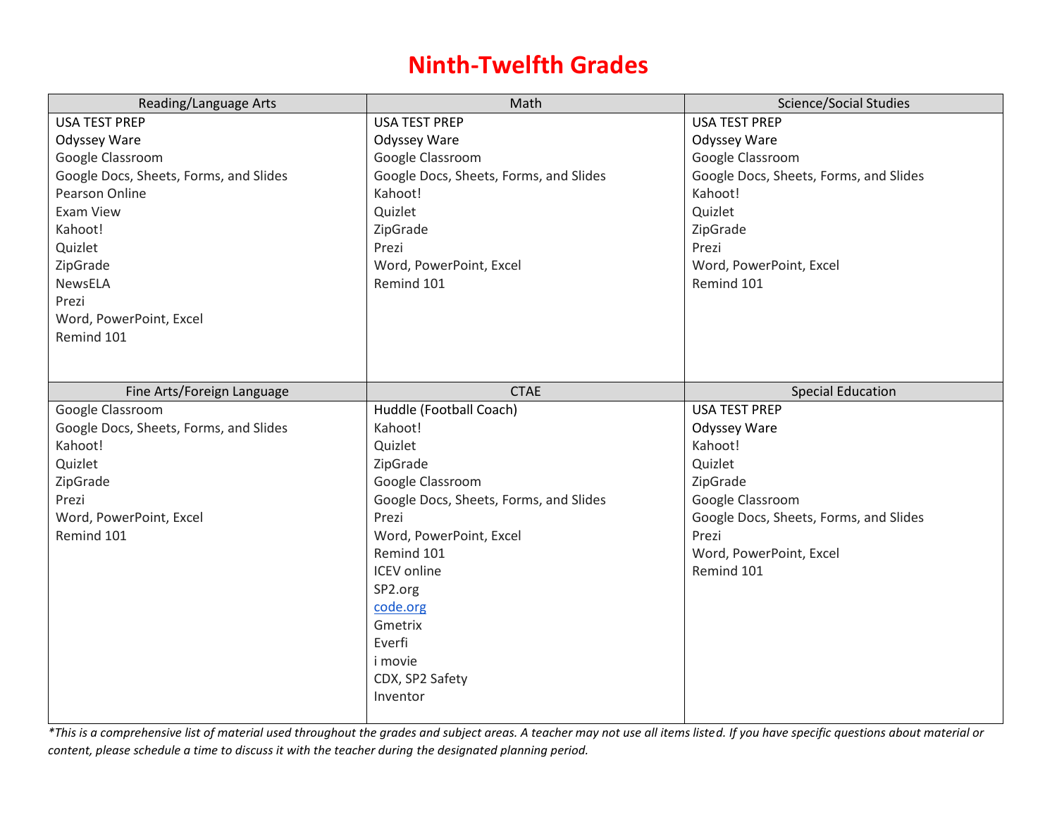# Ninth-Twelfth Grades

| Reading/Language Arts | Math | Science/Social Studies |
|---|---|---|
| USA TEST PREP<br>Odyssey Ware<br>Google Classroom<br>Google Docs, Sheets, Forms, and Slides<br>Pearson Online<br>Exam View<br>Kahoot!<br>Quizlet<br>ZipGrade<br>NewsELA<br>Prezi<br>Word, PowerPoint, Excel<br>Remind 101 | USA TEST PREP<br>Odyssey Ware<br>Google Classroom<br>Google Docs, Sheets, Forms, and Slides<br>Kahoot!<br>Quizlet<br>ZipGrade<br>Prezi<br>Word, PowerPoint, Excel<br>Remind 101 | USA TEST PREP<br>Odyssey Ware<br>Google Classroom<br>Google Docs, Sheets, Forms, and Slides<br>Kahoot!<br>Quizlet<br>ZipGrade<br>Prezi<br>Word, PowerPoint, Excel<br>Remind 101 |
| **Fine Arts/Foreign Language** | **CTAE** | **Special Education** |
| Google Classroom<br>Google Docs, Sheets, Forms, and Slides<br>Kahoot!<br>Quizlet<br>ZipGrade<br>Prezi<br>Word, PowerPoint, Excel<br>Remind 101 | Huddle (Football Coach)<br>Kahoot!<br>Quizlet<br>ZipGrade<br>Google Classroom<br>Google Docs, Sheets, Forms, and Slides<br>Prezi<br>Word, PowerPoint, Excel<br>Remind 101<br>ICEV online<br>SP2.org<br>code.org<br>Gmetrix<br>Everfi<br>i movie<br>CDX, SP2 Safety<br>Inventor | USA TEST PREP<br>Odyssey Ware<br>Kahoot!<br>Quizlet<br>ZipGrade<br>Google Classroom<br>Google Docs, Sheets, Forms, and Slides<br>Prezi<br>Word, PowerPoint, Excel<br>Remind 101 |

*\*This is a comprehensive list of material used throughout the grades and subject areas. A teacher may not use all items listed. If you have specific questions about material or content, please schedule a time to discuss it with the teacher during the designated planning period.*